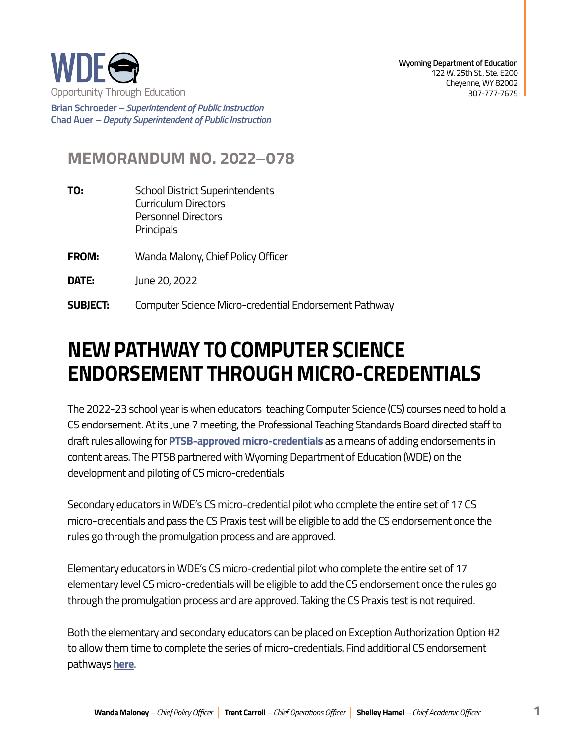WDE

Opportunity Through Education

**Brian Schroeder** – *Superintendent of Public Instruction*
**Chad Auer** – *Deputy Superintendent of Public Instruction*

**Wyoming Department of Education**
122 W. 25th St., Ste. E200
Cheyenne, WY 82002
307-777-7675

## MEMORANDUM NO. 2022–078

**TO:** School District Superintendents
Curriculum Directors
Personnel Directors
Principals

**FROM:** Wanda Malony, Chief Policy Officer

**DATE:** June 20, 2022

**SUBJECT:** Computer Science Micro-credential Endorsement Pathway

---

# NEW PATHWAY TO COMPUTER SCIENCE ENDORSEMENT THROUGH MICRO-CREDENTIALS

The 2022-23 school year is when educators  teaching Computer Science (CS) courses need to hold a CS endorsement. At its June 7 meeting, the Professional Teaching Standards Board directed staff to draft rules allowing for **PTSB-approved micro-credentials** as a means of adding endorsements in content areas. The PTSB partnered with Wyoming Department of Education (WDE) on the development and piloting of CS micro-credentials

Secondary educators in WDE's CS micro-credential pilot who complete the entire set of 17 CS micro-credentials and pass the CS Praxis test will be eligible to add the CS endorsement once the rules go through the promulgation process and are approved.

Elementary educators in WDE's CS micro-credential pilot who complete the entire set of 17 elementary level CS micro-credentials will be eligible to add the CS endorsement once the rules go through the promulgation process and are approved. Taking the CS Praxis test is not required.

Both the elementary and secondary educators can be placed on Exception Authorization Option #2 to allow them time to complete the series of micro-credentials. Find additional CS endorsement pathways **here**.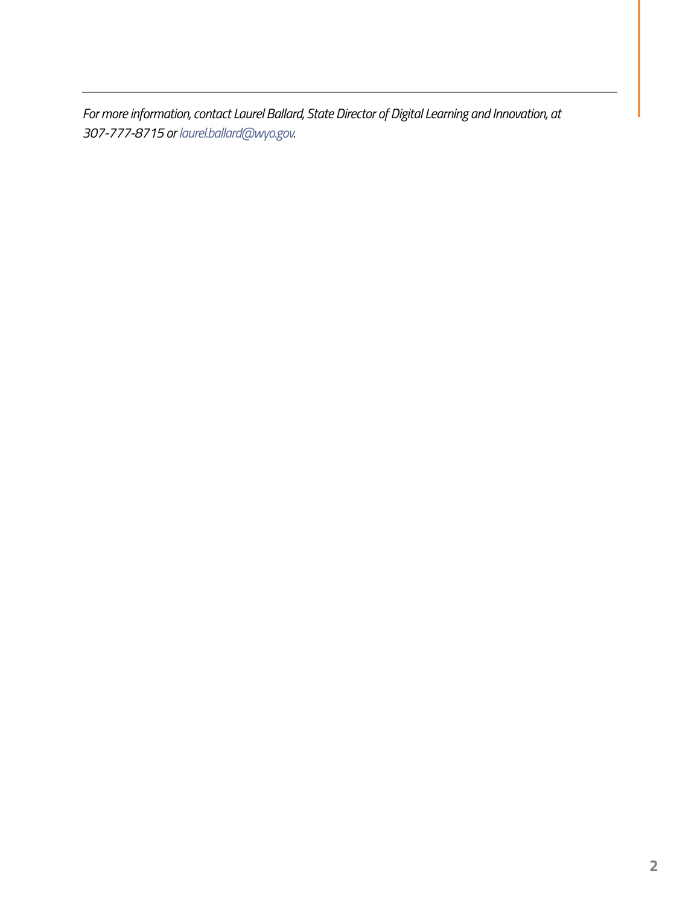*For more information, contact Laurel Ballard, State Director of Digital Learning and Innovation, at 307-777-8715 or laurel.ballard@wyo.gov.*